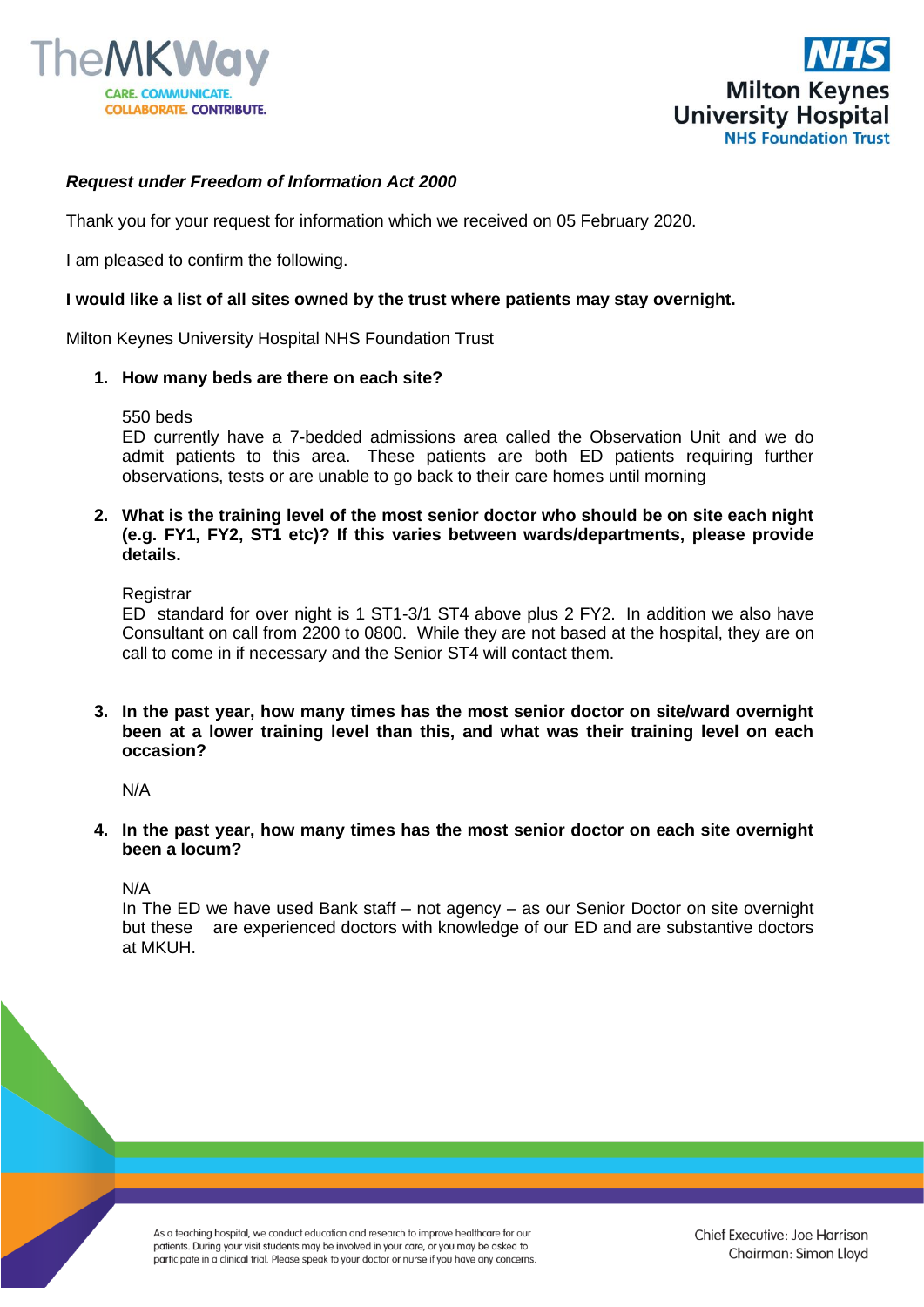***Request under Freedom of Information Act 2000***

Thank you for your request for information which we received on 05 February 2020.

I am pleased to confirm the following.

**I would like a list of all sites owned by the trust where patients may stay overnight.**

Milton Keynes University Hospital NHS Foundation Trust

1. **How many beds are there on each site?**

   550 beds
   ED currently have a 7-bedded admissions area called the Observation Unit and we do admit patients to this area. These patients are both ED patients requiring further observations, tests or are unable to go back to their care homes until morning

2. **What is the training level of the most senior doctor who should be on site each night (e.g. FY1, FY2, ST1 etc)? If this varies between wards/departments, please provide details.**

   Registrar
   ED standard for over night is 1 ST1-3/1 ST4 above plus 2 FY2. In addition we also have Consultant on call from 2200 to 0800. While they are not based at the hospital, they are on call to come in if necessary and the Senior ST4 will contact them.

3. **In the past year, how many times has the most senior doctor on site/ward overnight been at a lower training level than this, and what was their training level on each occasion?**

   N/A

4. **In the past year, how many times has the most senior doctor on each site overnight been a locum?**

   N/A
   In The ED we have used Bank staff – not agency – as our Senior Doctor on site overnight but these are experienced doctors with knowledge of our ED and are substantive doctors at MKUH.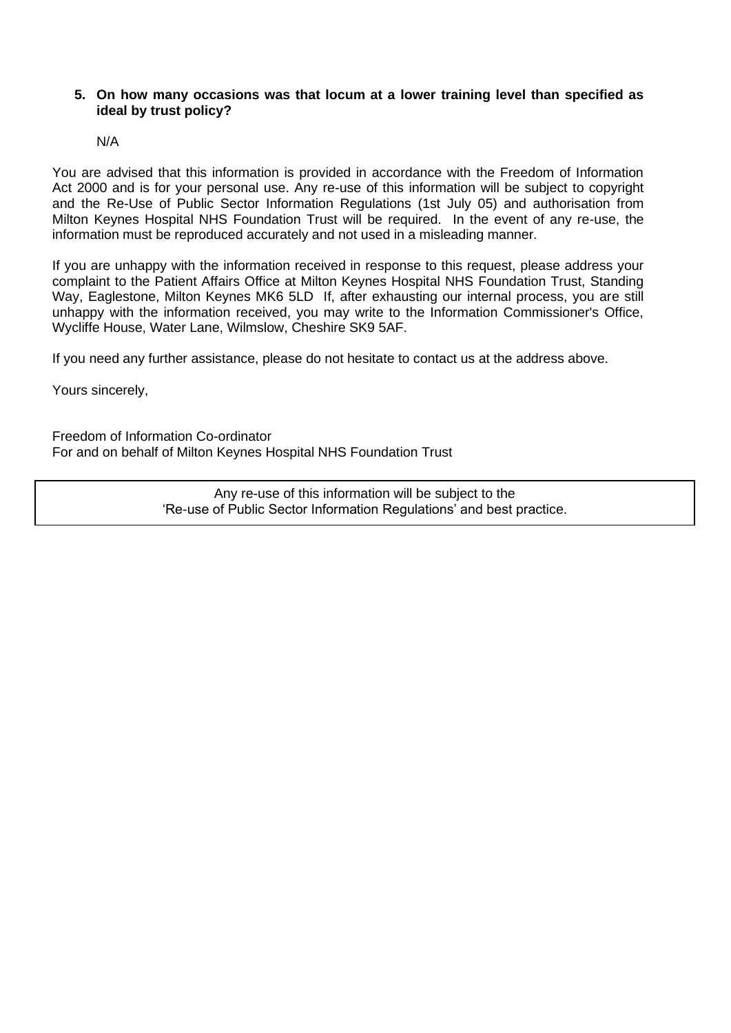5. **On how many occasions was that locum at a lower training level than specified as ideal by trust policy?**

   N/A

You are advised that this information is provided in accordance with the Freedom of Information Act 2000 and is for your personal use. Any re-use of this information will be subject to copyright and the Re-Use of Public Sector Information Regulations (1st July 05) and authorisation from Milton Keynes Hospital NHS Foundation Trust will be required. In the event of any re-use, the information must be reproduced accurately and not used in a misleading manner.

If you are unhappy with the information received in response to this request, please address your complaint to the Patient Affairs Office at Milton Keynes Hospital NHS Foundation Trust, Standing Way, Eaglestone, Milton Keynes MK6 5LD If, after exhausting our internal process, you are still unhappy with the information received, you may write to the Information Commissioner's Office, Wycliffe House, Water Lane, Wilmslow, Cheshire SK9 5AF.

If you need any further assistance, please do not hesitate to contact us at the address above.

Yours sincerely,

Freedom of Information Co-ordinator
For and on behalf of Milton Keynes Hospital NHS Foundation Trust

Any re-use of this information will be subject to the
'Re-use of Public Sector Information Regulations' and best practice.